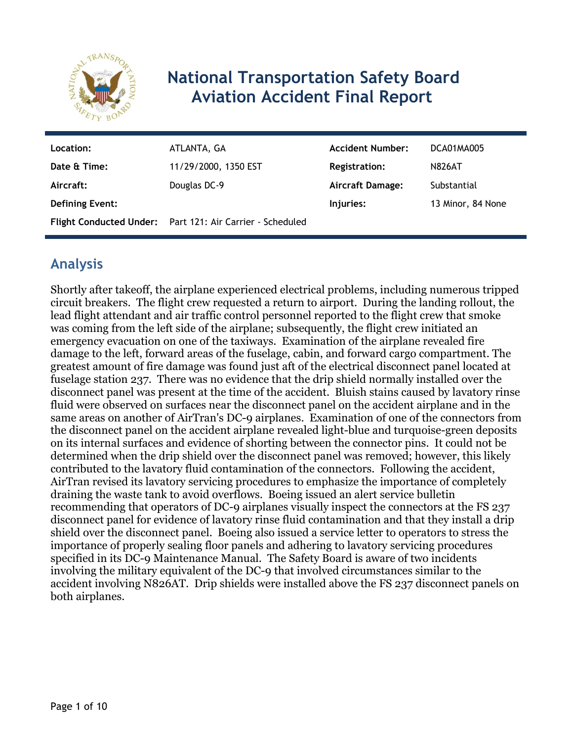# National Transportation Safety Board Aviation Accident Final Report

| | | | |
|---|---|---|---|
| **Location:** | ATLANTA, GA | **Accident Number:** | DCA01MA005 |
| **Date & Time:** | 11/29/2000, 1350 EST | **Registration:** | N826AT |
| **Aircraft:** | Douglas DC-9 | **Aircraft Damage:** | Substantial |
| **Defining Event:** | | **Injuries:** | 13 Minor, 84 None |
| **Flight Conducted Under:** | Part 121: Air Carrier - Scheduled | | |

## Analysis

Shortly after takeoff, the airplane experienced electrical problems, including numerous tripped circuit breakers. The flight crew requested a return to airport. During the landing rollout, the lead flight attendant and air traffic control personnel reported to the flight crew that smoke was coming from the left side of the airplane; subsequently, the flight crew initiated an emergency evacuation on one of the taxiways. Examination of the airplane revealed fire damage to the left, forward areas of the fuselage, cabin, and forward cargo compartment. The greatest amount of fire damage was found just aft of the electrical disconnect panel located at fuselage station 237. There was no evidence that the drip shield normally installed over the disconnect panel was present at the time of the accident. Bluish stains caused by lavatory rinse fluid were observed on surfaces near the disconnect panel on the accident airplane and in the same areas on another of AirTran's DC-9 airplanes. Examination of one of the connectors from the disconnect panel on the accident airplane revealed light-blue and turquoise-green deposits on its internal surfaces and evidence of shorting between the connector pins. It could not be determined when the drip shield over the disconnect panel was removed; however, this likely contributed to the lavatory fluid contamination of the connectors. Following the accident, AirTran revised its lavatory servicing procedures to emphasize the importance of completely draining the waste tank to avoid overflows. Boeing issued an alert service bulletin recommending that operators of DC-9 airplanes visually inspect the connectors at the FS 237 disconnect panel for evidence of lavatory rinse fluid contamination and that they install a drip shield over the disconnect panel. Boeing also issued a service letter to operators to stress the importance of properly sealing floor panels and adhering to lavatory servicing procedures specified in its DC-9 Maintenance Manual. The Safety Board is aware of two incidents involving the military equivalent of the DC-9 that involved circumstances similar to the accident involving N826AT. Drip shields were installed above the FS 237 disconnect panels on both airplanes.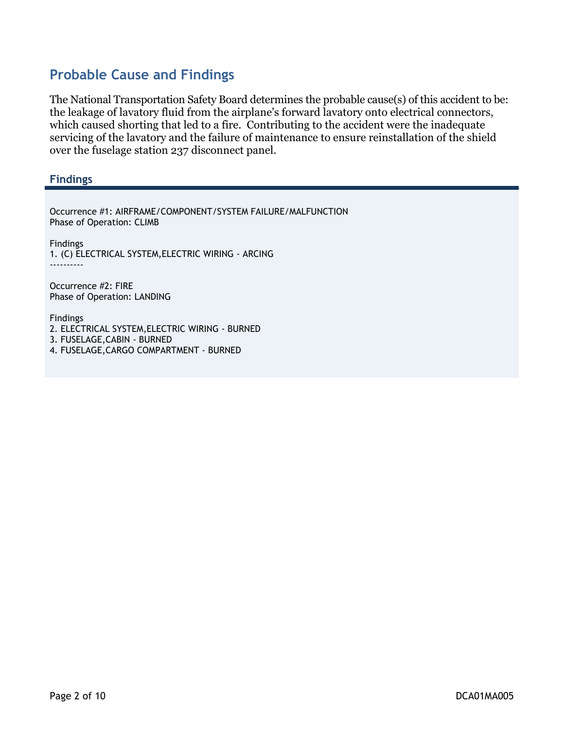## Probable Cause and Findings

The National Transportation Safety Board determines the probable cause(s) of this accident to be: the leakage of lavatory fluid from the airplane's forward lavatory onto electrical connectors, which caused shorting that led to a fire. Contributing to the accident were the inadequate servicing of the lavatory and the failure of maintenance to ensure reinstallation of the shield over the fuselage station 237 disconnect panel.

### Findings

Occurrence #1: AIRFRAME/COMPONENT/SYSTEM FAILURE/MALFUNCTION
Phase of Operation: CLIMB

Findings
1. (C) ELECTRICAL SYSTEM,ELECTRIC WIRING - ARCING
----------

Occurrence #2: FIRE
Phase of Operation: LANDING

Findings
2. ELECTRICAL SYSTEM,ELECTRIC WIRING - BURNED
3. FUSELAGE,CABIN - BURNED
4. FUSELAGE,CARGO COMPARTMENT - BURNED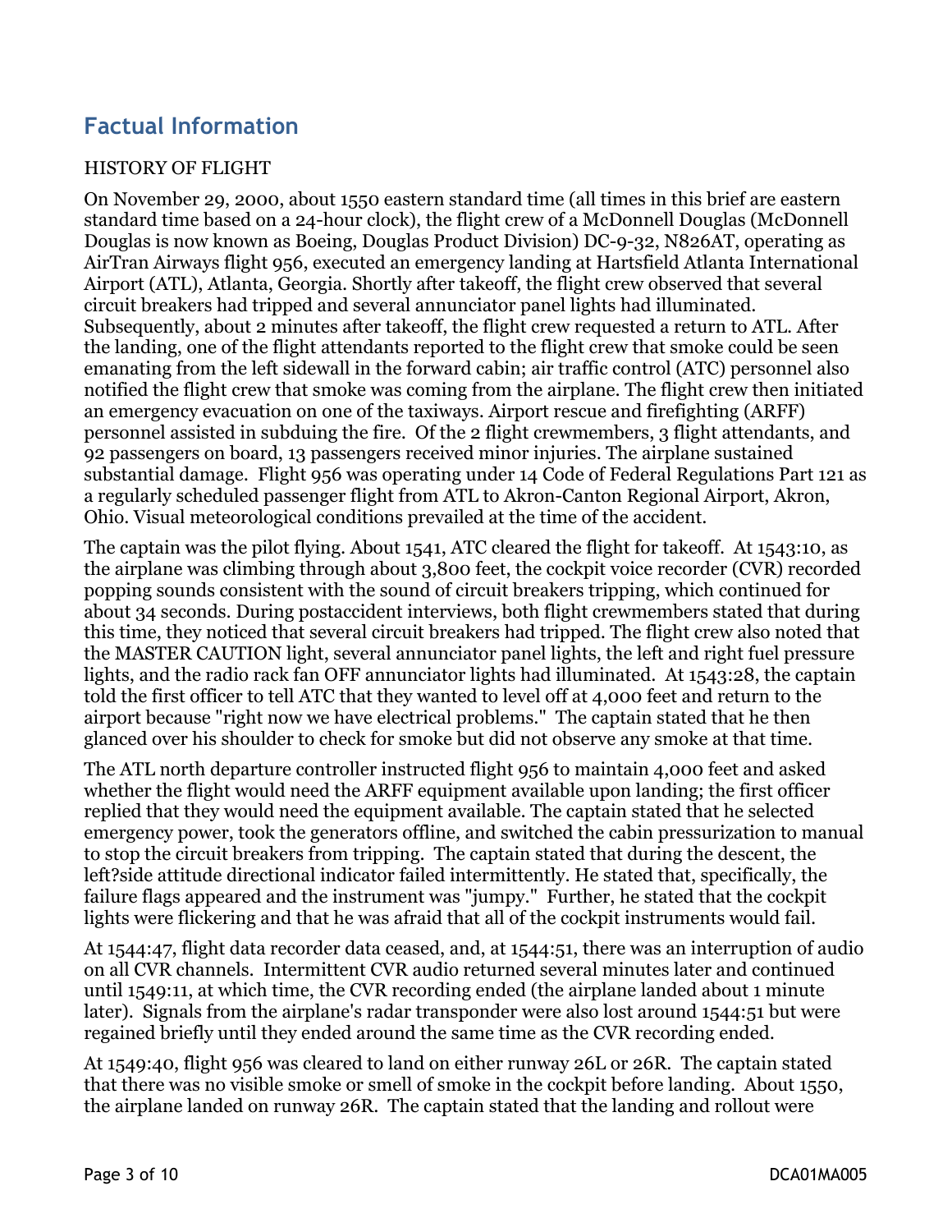## Factual Information

HISTORY OF FLIGHT

On November 29, 2000, about 1550 eastern standard time (all times in this brief are eastern standard time based on a 24-hour clock), the flight crew of a McDonnell Douglas (McDonnell Douglas is now known as Boeing, Douglas Product Division) DC-9-32, N826AT, operating as AirTran Airways flight 956, executed an emergency landing at Hartsfield Atlanta International Airport (ATL), Atlanta, Georgia. Shortly after takeoff, the flight crew observed that several circuit breakers had tripped and several annunciator panel lights had illuminated. Subsequently, about 2 minutes after takeoff, the flight crew requested a return to ATL. After the landing, one of the flight attendants reported to the flight crew that smoke could be seen emanating from the left sidewall in the forward cabin; air traffic control (ATC) personnel also notified the flight crew that smoke was coming from the airplane. The flight crew then initiated an emergency evacuation on one of the taxiways. Airport rescue and firefighting (ARFF) personnel assisted in subduing the fire. Of the 2 flight crewmembers, 3 flight attendants, and 92 passengers on board, 13 passengers received minor injuries. The airplane sustained substantial damage. Flight 956 was operating under 14 Code of Federal Regulations Part 121 as a regularly scheduled passenger flight from ATL to Akron-Canton Regional Airport, Akron, Ohio. Visual meteorological conditions prevailed at the time of the accident.

The captain was the pilot flying. About 1541, ATC cleared the flight for takeoff. At 1543:10, as the airplane was climbing through about 3,800 feet, the cockpit voice recorder (CVR) recorded popping sounds consistent with the sound of circuit breakers tripping, which continued for about 34 seconds. During postaccident interviews, both flight crewmembers stated that during this time, they noticed that several circuit breakers had tripped. The flight crew also noted that the MASTER CAUTION light, several annunciator panel lights, the left and right fuel pressure lights, and the radio rack fan OFF annunciator lights had illuminated. At 1543:28, the captain told the first officer to tell ATC that they wanted to level off at 4,000 feet and return to the airport because "right now we have electrical problems." The captain stated that he then glanced over his shoulder to check for smoke but did not observe any smoke at that time.

The ATL north departure controller instructed flight 956 to maintain 4,000 feet and asked whether the flight would need the ARFF equipment available upon landing; the first officer replied that they would need the equipment available. The captain stated that he selected emergency power, took the generators offline, and switched the cabin pressurization to manual to stop the circuit breakers from tripping. The captain stated that during the descent, the left?side attitude directional indicator failed intermittently. He stated that, specifically, the failure flags appeared and the instrument was "jumpy." Further, he stated that the cockpit lights were flickering and that he was afraid that all of the cockpit instruments would fail.

At 1544:47, flight data recorder data ceased, and, at 1544:51, there was an interruption of audio on all CVR channels. Intermittent CVR audio returned several minutes later and continued until 1549:11, at which time, the CVR recording ended (the airplane landed about 1 minute later). Signals from the airplane's radar transponder were also lost around 1544:51 but were regained briefly until they ended around the same time as the CVR recording ended.

At 1549:40, flight 956 was cleared to land on either runway 26L or 26R. The captain stated that there was no visible smoke or smell of smoke in the cockpit before landing. About 1550, the airplane landed on runway 26R. The captain stated that the landing and rollout were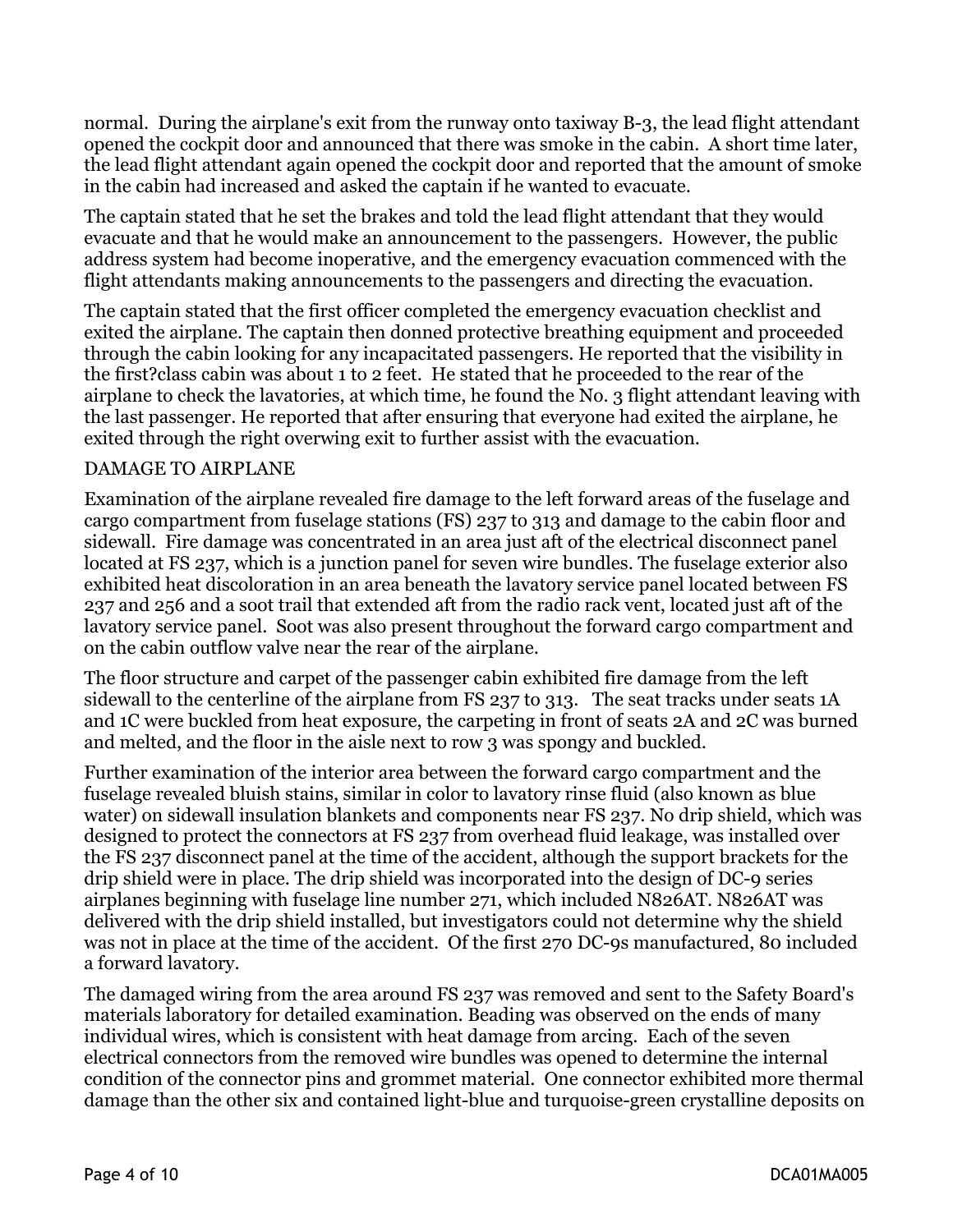normal. During the airplane's exit from the runway onto taxiway B-3, the lead flight attendant opened the cockpit door and announced that there was smoke in the cabin. A short time later, the lead flight attendant again opened the cockpit door and reported that the amount of smoke in the cabin had increased and asked the captain if he wanted to evacuate.

The captain stated that he set the brakes and told the lead flight attendant that they would evacuate and that he would make an announcement to the passengers. However, the public address system had become inoperative, and the emergency evacuation commenced with the flight attendants making announcements to the passengers and directing the evacuation.

The captain stated that the first officer completed the emergency evacuation checklist and exited the airplane. The captain then donned protective breathing equipment and proceeded through the cabin looking for any incapacitated passengers. He reported that the visibility in the first?class cabin was about 1 to 2 feet. He stated that he proceeded to the rear of the airplane to check the lavatories, at which time, he found the No. 3 flight attendant leaving with the last passenger. He reported that after ensuring that everyone had exited the airplane, he exited through the right overwing exit to further assist with the evacuation.

DAMAGE TO AIRPLANE

Examination of the airplane revealed fire damage to the left forward areas of the fuselage and cargo compartment from fuselage stations (FS) 237 to 313 and damage to the cabin floor and sidewall. Fire damage was concentrated in an area just aft of the electrical disconnect panel located at FS 237, which is a junction panel for seven wire bundles. The fuselage exterior also exhibited heat discoloration in an area beneath the lavatory service panel located between FS 237 and 256 and a soot trail that extended aft from the radio rack vent, located just aft of the lavatory service panel. Soot was also present throughout the forward cargo compartment and on the cabin outflow valve near the rear of the airplane.

The floor structure and carpet of the passenger cabin exhibited fire damage from the left sidewall to the centerline of the airplane from FS 237 to 313. The seat tracks under seats 1A and 1C were buckled from heat exposure, the carpeting in front of seats 2A and 2C was burned and melted, and the floor in the aisle next to row 3 was spongy and buckled.

Further examination of the interior area between the forward cargo compartment and the fuselage revealed bluish stains, similar in color to lavatory rinse fluid (also known as blue water) on sidewall insulation blankets and components near FS 237. No drip shield, which was designed to protect the connectors at FS 237 from overhead fluid leakage, was installed over the FS 237 disconnect panel at the time of the accident, although the support brackets for the drip shield were in place. The drip shield was incorporated into the design of DC-9 series airplanes beginning with fuselage line number 271, which included N826AT. N826AT was delivered with the drip shield installed, but investigators could not determine why the shield was not in place at the time of the accident. Of the first 270 DC-9s manufactured, 80 included a forward lavatory.

The damaged wiring from the area around FS 237 was removed and sent to the Safety Board's materials laboratory for detailed examination. Beading was observed on the ends of many individual wires, which is consistent with heat damage from arcing. Each of the seven electrical connectors from the removed wire bundles was opened to determine the internal condition of the connector pins and grommet material. One connector exhibited more thermal damage than the other six and contained light-blue and turquoise-green crystalline deposits on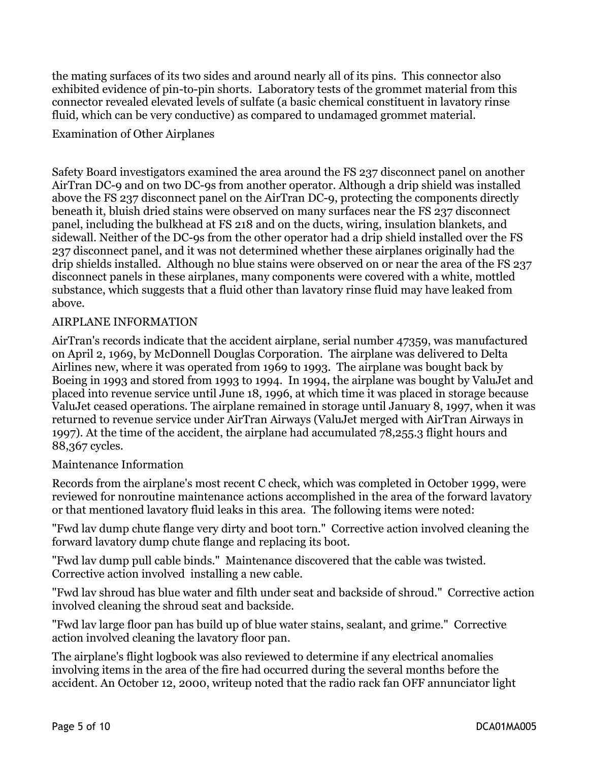the mating surfaces of its two sides and around nearly all of its pins. This connector also exhibited evidence of pin-to-pin shorts. Laboratory tests of the grommet material from this connector revealed elevated levels of sulfate (a basic chemical constituent in lavatory rinse fluid, which can be very conductive) as compared to undamaged grommet material.

## Examination of Other Airplanes

Safety Board investigators examined the area around the FS 237 disconnect panel on another AirTran DC-9 and on two DC-9s from another operator. Although a drip shield was installed above the FS 237 disconnect panel on the AirTran DC-9, protecting the components directly beneath it, bluish dried stains were observed on many surfaces near the FS 237 disconnect panel, including the bulkhead at FS 218 and on the ducts, wiring, insulation blankets, and sidewall. Neither of the DC-9s from the other operator had a drip shield installed over the FS 237 disconnect panel, and it was not determined whether these airplanes originally had the drip shields installed. Although no blue stains were observed on or near the area of the FS 237 disconnect panels in these airplanes, many components were covered with a white, mottled substance, which suggests that a fluid other than lavatory rinse fluid may have leaked from above.

## AIRPLANE INFORMATION

AirTran's records indicate that the accident airplane, serial number 47359, was manufactured on April 2, 1969, by McDonnell Douglas Corporation. The airplane was delivered to Delta Airlines new, where it was operated from 1969 to 1993. The airplane was bought back by Boeing in 1993 and stored from 1993 to 1994. In 1994, the airplane was bought by ValuJet and placed into revenue service until June 18, 1996, at which time it was placed in storage because ValuJet ceased operations. The airplane remained in storage until January 8, 1997, when it was returned to revenue service under AirTran Airways (ValuJet merged with AirTran Airways in 1997). At the time of the accident, the airplane had accumulated 78,255.3 flight hours and 88,367 cycles.

## Maintenance Information

Records from the airplane's most recent C check, which was completed in October 1999, were reviewed for nonroutine maintenance actions accomplished in the area of the forward lavatory or that mentioned lavatory fluid leaks in this area. The following items were noted:

"Fwd lav dump chute flange very dirty and boot torn." Corrective action involved cleaning the forward lavatory dump chute flange and replacing its boot.

"Fwd lav dump pull cable binds." Maintenance discovered that the cable was twisted. Corrective action involved installing a new cable.

"Fwd lav shroud has blue water and filth under seat and backside of shroud." Corrective action involved cleaning the shroud seat and backside.

"Fwd lav large floor pan has build up of blue water stains, sealant, and grime." Corrective action involved cleaning the lavatory floor pan.

The airplane's flight logbook was also reviewed to determine if any electrical anomalies involving items in the area of the fire had occurred during the several months before the accident. An October 12, 2000, writeup noted that the radio rack fan OFF annunciator light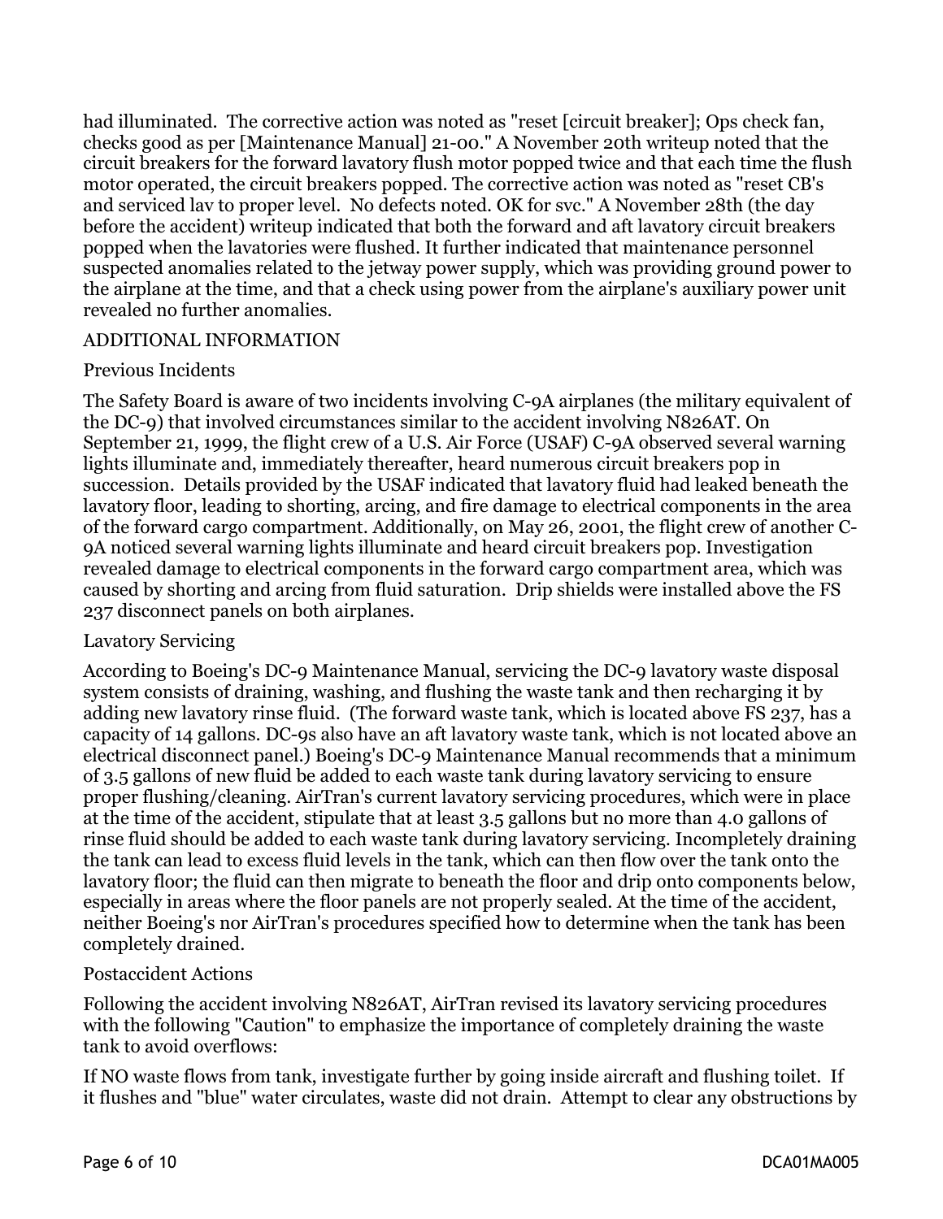had illuminated. The corrective action was noted as "reset [circuit breaker]; Ops check fan, checks good as per [Maintenance Manual] 21-00." A November 20th writeup noted that the circuit breakers for the forward lavatory flush motor popped twice and that each time the flush motor operated, the circuit breakers popped. The corrective action was noted as "reset CB's and serviced lav to proper level. No defects noted. OK for svc." A November 28th (the day before the accident) writeup indicated that both the forward and aft lavatory circuit breakers popped when the lavatories were flushed. It further indicated that maintenance personnel suspected anomalies related to the jetway power supply, which was providing ground power to the airplane at the time, and that a check using power from the airplane's auxiliary power unit revealed no further anomalies.

## ADDITIONAL INFORMATION

### Previous Incidents

The Safety Board is aware of two incidents involving C-9A airplanes (the military equivalent of the DC-9) that involved circumstances similar to the accident involving N826AT. On September 21, 1999, the flight crew of a U.S. Air Force (USAF) C-9A observed several warning lights illuminate and, immediately thereafter, heard numerous circuit breakers pop in succession. Details provided by the USAF indicated that lavatory fluid had leaked beneath the lavatory floor, leading to shorting, arcing, and fire damage to electrical components in the area of the forward cargo compartment. Additionally, on May 26, 2001, the flight crew of another C-9A noticed several warning lights illuminate and heard circuit breakers pop. Investigation revealed damage to electrical components in the forward cargo compartment area, which was caused by shorting and arcing from fluid saturation. Drip shields were installed above the FS 237 disconnect panels on both airplanes.

### Lavatory Servicing

According to Boeing's DC-9 Maintenance Manual, servicing the DC-9 lavatory waste disposal system consists of draining, washing, and flushing the waste tank and then recharging it by adding new lavatory rinse fluid. (The forward waste tank, which is located above FS 237, has a capacity of 14 gallons. DC-9s also have an aft lavatory waste tank, which is not located above an electrical disconnect panel.) Boeing's DC-9 Maintenance Manual recommends that a minimum of 3.5 gallons of new fluid be added to each waste tank during lavatory servicing to ensure proper flushing/cleaning. AirTran's current lavatory servicing procedures, which were in place at the time of the accident, stipulate that at least 3.5 gallons but no more than 4.0 gallons of rinse fluid should be added to each waste tank during lavatory servicing. Incompletely draining the tank can lead to excess fluid levels in the tank, which can then flow over the tank onto the lavatory floor; the fluid can then migrate to beneath the floor and drip onto components below, especially in areas where the floor panels are not properly sealed. At the time of the accident, neither Boeing's nor AirTran's procedures specified how to determine when the tank has been completely drained.

### Postaccident Actions

Following the accident involving N826AT, AirTran revised its lavatory servicing procedures with the following "Caution" to emphasize the importance of completely draining the waste tank to avoid overflows:

If NO waste flows from tank, investigate further by going inside aircraft and flushing toilet. If it flushes and "blue" water circulates, waste did not drain. Attempt to clear any obstructions by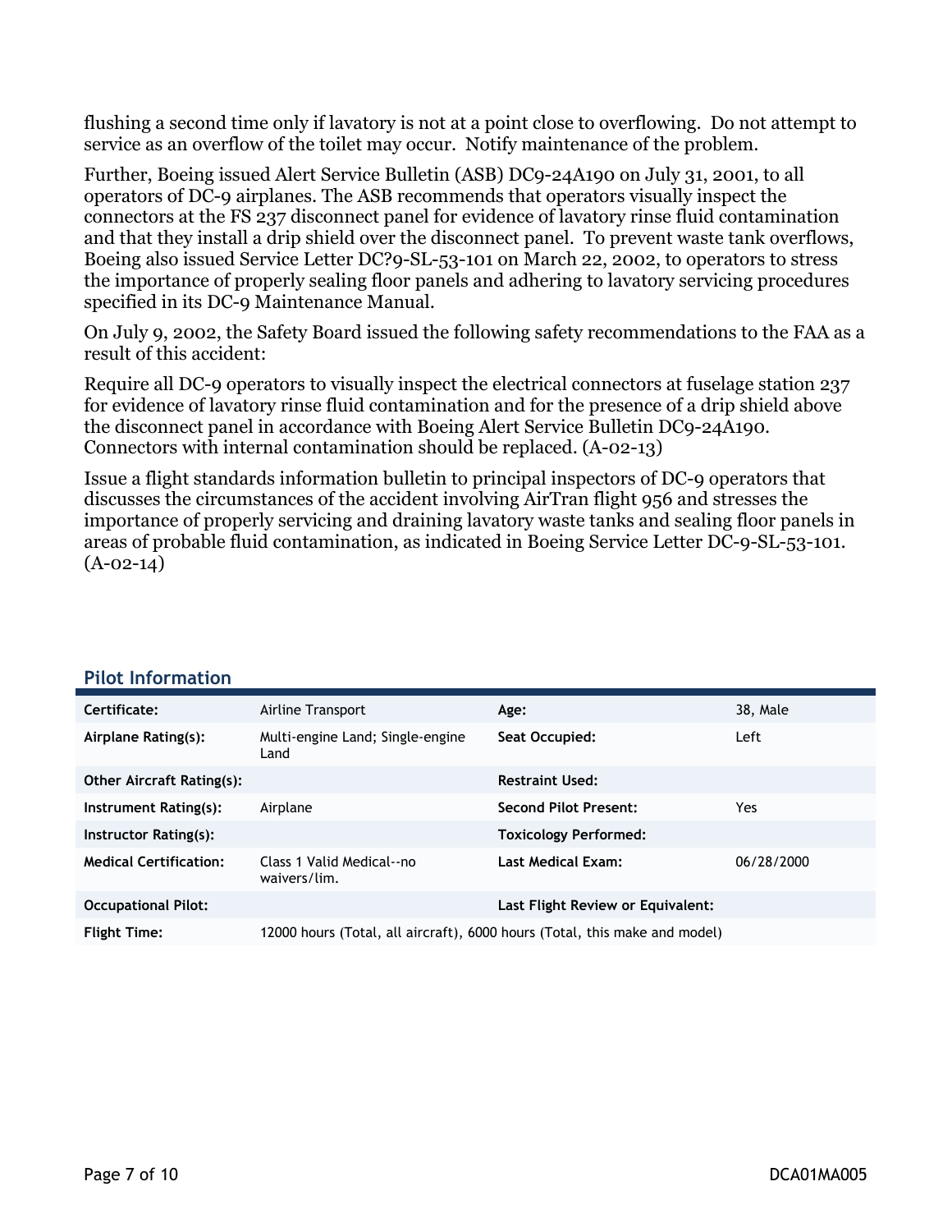flushing a second time only if lavatory is not at a point close to overflowing. Do not attempt to service as an overflow of the toilet may occur. Notify maintenance of the problem.

Further, Boeing issued Alert Service Bulletin (ASB) DC9-24A190 on July 31, 2001, to all operators of DC-9 airplanes. The ASB recommends that operators visually inspect the connectors at the FS 237 disconnect panel for evidence of lavatory rinse fluid contamination and that they install a drip shield over the disconnect panel. To prevent waste tank overflows, Boeing also issued Service Letter DC?9-SL-53-101 on March 22, 2002, to operators to stress the importance of properly sealing floor panels and adhering to lavatory servicing procedures specified in its DC-9 Maintenance Manual.

On July 9, 2002, the Safety Board issued the following safety recommendations to the FAA as a result of this accident:

Require all DC-9 operators to visually inspect the electrical connectors at fuselage station 237 for evidence of lavatory rinse fluid contamination and for the presence of a drip shield above the disconnect panel in accordance with Boeing Alert Service Bulletin DC9-24A190. Connectors with internal contamination should be replaced. (A-02-13)

Issue a flight standards information bulletin to principal inspectors of DC-9 operators that discusses the circumstances of the accident involving AirTran flight 956 and stresses the importance of properly servicing and draining lavatory waste tanks and sealing floor panels in areas of probable fluid contamination, as indicated in Boeing Service Letter DC-9-SL-53-101. (A-02-14)

## Pilot Information

| | | | |
|---|---|---|---|
| **Certificate:** | Airline Transport | **Age:** | 38, Male |
| **Airplane Rating(s):** | Multi-engine Land; Single-engine Land | **Seat Occupied:** | Left |
| **Other Aircraft Rating(s):** | | **Restraint Used:** | |
| **Instrument Rating(s):** | Airplane | **Second Pilot Present:** | Yes |
| **Instructor Rating(s):** | | **Toxicology Performed:** | |
| **Medical Certification:** | Class 1 Valid Medical--no waivers/lim. | **Last Medical Exam:** | 06/28/2000 |
| **Occupational Pilot:** | | **Last Flight Review or Equivalent:** | |
| **Flight Time:** | 12000 hours (Total, all aircraft), 6000 hours (Total, this make and model) | | |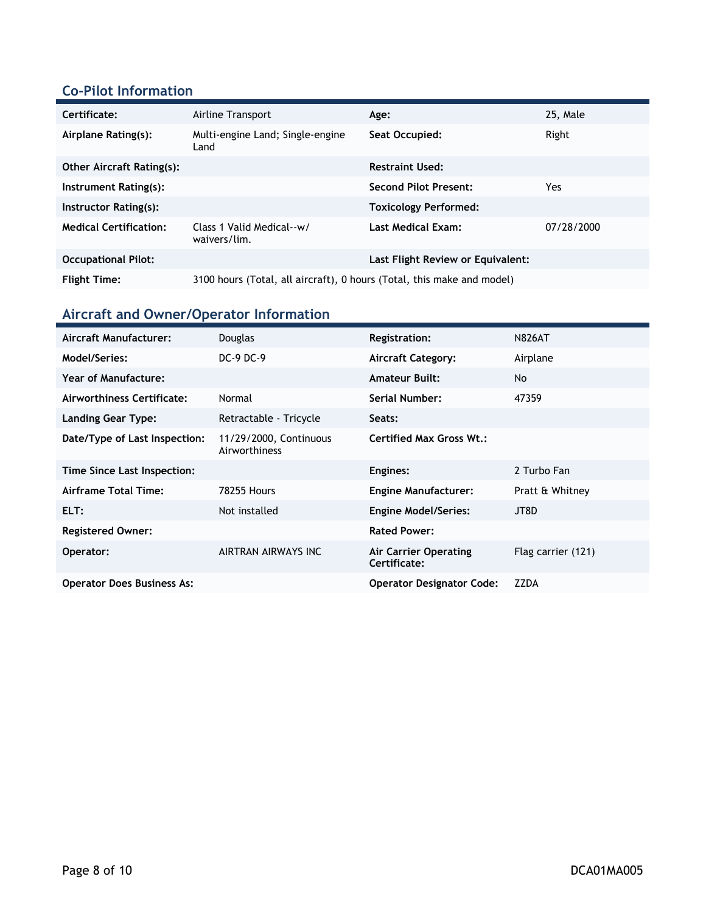## Co-Pilot Information

| | | | |
|---|---|---|---|
| **Certificate:** | Airline Transport | **Age:** | 25, Male |
| **Airplane Rating(s):** | Multi-engine Land; Single-engine Land | **Seat Occupied:** | Right |
| **Other Aircraft Rating(s):** | | **Restraint Used:** | |
| **Instrument Rating(s):** | | **Second Pilot Present:** | Yes |
| **Instructor Rating(s):** | | **Toxicology Performed:** | |
| **Medical Certification:** | Class 1 Valid Medical--w/ waivers/lim. | **Last Medical Exam:** | 07/28/2000 |
| **Occupational Pilot:** | | **Last Flight Review or Equivalent:** | |
| **Flight Time:** | 3100 hours (Total, all aircraft), 0 hours (Total, this make and model) | | |

## Aircraft and Owner/Operator Information

| | | | |
|---|---|---|---|
| **Aircraft Manufacturer:** | Douglas | **Registration:** | N826AT |
| **Model/Series:** | DC-9 DC-9 | **Aircraft Category:** | Airplane |
| **Year of Manufacture:** | | **Amateur Built:** | No |
| **Airworthiness Certificate:** | Normal | **Serial Number:** | 47359 |
| **Landing Gear Type:** | Retractable - Tricycle | **Seats:** | |
| **Date/Type of Last Inspection:** | 11/29/2000, Continuous Airworthiness | **Certified Max Gross Wt.:** | |
| **Time Since Last Inspection:** | | **Engines:** | 2 Turbo Fan |
| **Airframe Total Time:** | 78255 Hours | **Engine Manufacturer:** | Pratt & Whitney |
| **ELT:** | Not installed | **Engine Model/Series:** | JT8D |
| **Registered Owner:** | | **Rated Power:** | |
| **Operator:** | AIRTRAN AIRWAYS INC | **Air Carrier Operating Certificate:** | Flag carrier (121) |
| **Operator Does Business As:** | | **Operator Designator Code:** | ZZDA |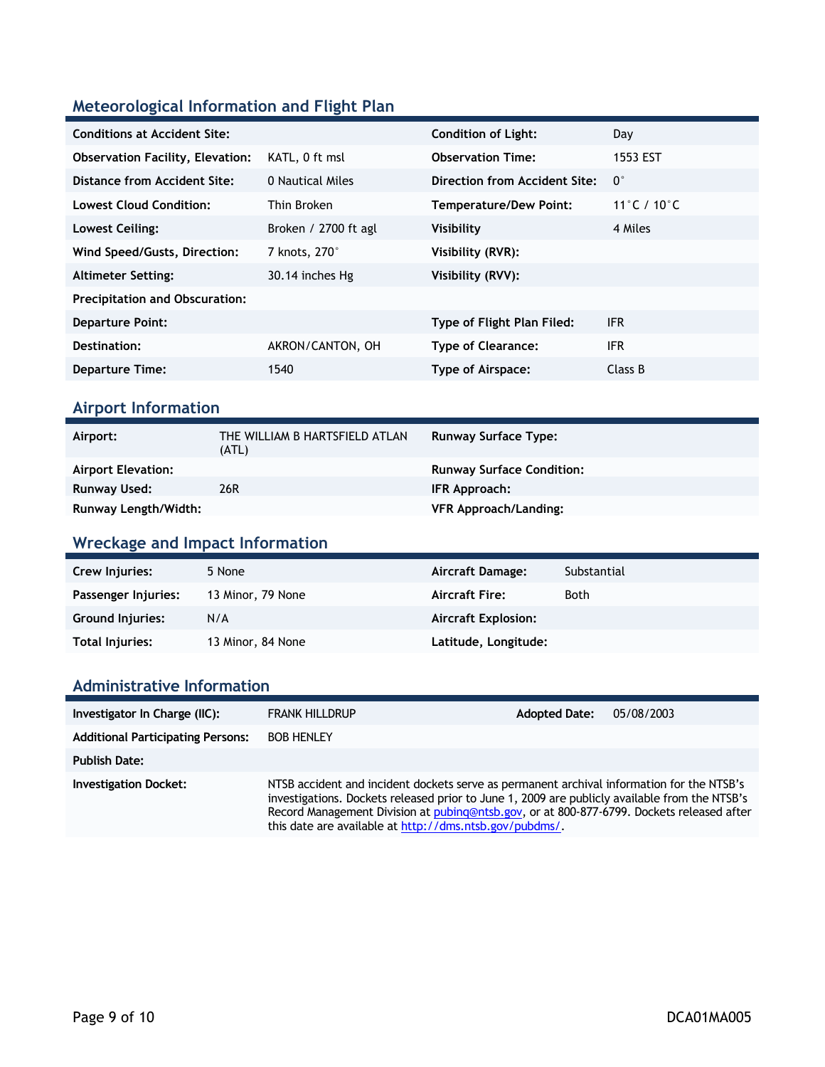## Meteorological Information and Flight Plan

| | | | |
|---|---|---|---|
| **Conditions at Accident Site:** | | **Condition of Light:** | Day |
| **Observation Facility, Elevation:** | KATL, 0 ft msl | **Observation Time:** | 1553 EST |
| **Distance from Accident Site:** | 0 Nautical Miles | **Direction from Accident Site:** | 0° |
| **Lowest Cloud Condition:** | Thin Broken | **Temperature/Dew Point:** | 11°C / 10°C |
| **Lowest Ceiling:** | Broken / 2700 ft agl | **Visibility** | 4 Miles |
| **Wind Speed/Gusts, Direction:** | 7 knots, 270° | **Visibility (RVR):** | |
| **Altimeter Setting:** | 30.14 inches Hg | **Visibility (RVV):** | |
| **Precipitation and Obscuration:** | | | |
| **Departure Point:** | | **Type of Flight Plan Filed:** | IFR |
| **Destination:** | AKRON/CANTON, OH | **Type of Clearance:** | IFR |
| **Departure Time:** | 1540 | **Type of Airspace:** | Class B |

## Airport Information

| | | | |
|---|---|---|---|
| **Airport:** | THE WILLIAM B HARTSFIELD ATLAN (ATL) | **Runway Surface Type:** | |
| **Airport Elevation:** | | **Runway Surface Condition:** | |
| **Runway Used:** | 26R | **IFR Approach:** | |
| **Runway Length/Width:** | | **VFR Approach/Landing:** | |

## Wreckage and Impact Information

| | | | |
|---|---|---|---|
| **Crew Injuries:** | 5 None | **Aircraft Damage:** | Substantial |
| **Passenger Injuries:** | 13 Minor, 79 None | **Aircraft Fire:** | Both |
| **Ground Injuries:** | N/A | **Aircraft Explosion:** | |
| **Total Injuries:** | 13 Minor, 84 None | **Latitude, Longitude:** | |

## Administrative Information

| | | | |
|---|---|---|---|
| **Investigator In Charge (IIC):** | FRANK HILLDRUP | **Adopted Date:** | 05/08/2003 |
| **Additional Participating Persons:** | BOB HENLEY | | |
| **Publish Date:** | | | |
| **Investigation Docket:** | NTSB accident and incident dockets serve as permanent archival information for the NTSB's investigations. Dockets released prior to June 1, 2009 are publicly available from the NTSB's Record Management Division at pubinq@ntsb.gov, or at 800-877-6799. Dockets released after this date are available at http://dms.ntsb.gov/pubdms/. | | |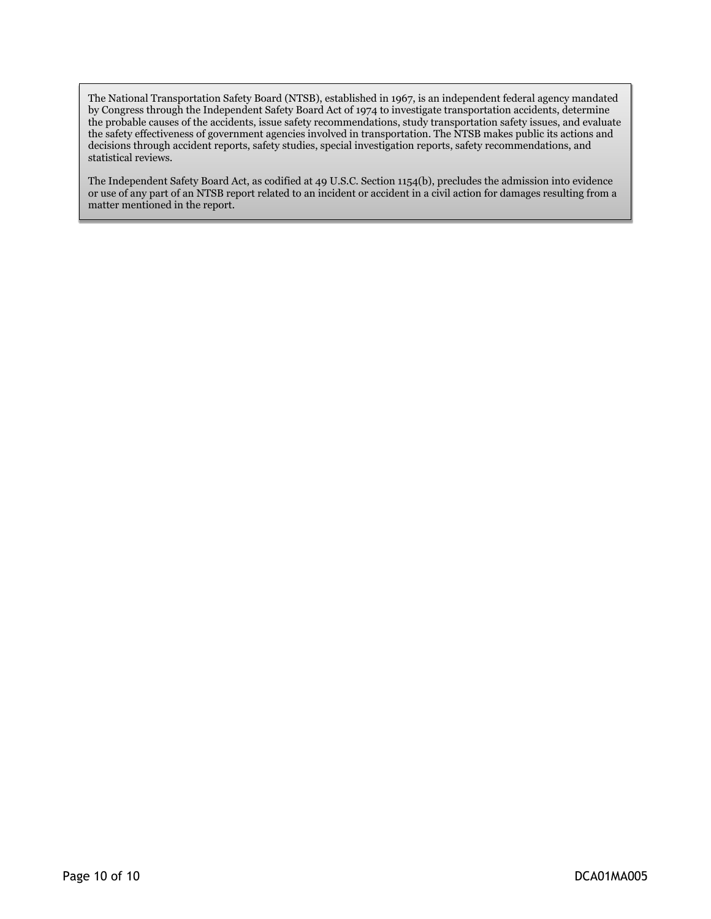The National Transportation Safety Board (NTSB), established in 1967, is an independent federal agency mandated by Congress through the Independent Safety Board Act of 1974 to investigate transportation accidents, determine the probable causes of the accidents, issue safety recommendations, study transportation safety issues, and evaluate the safety effectiveness of government agencies involved in transportation. The NTSB makes public its actions and decisions through accident reports, safety studies, special investigation reports, safety recommendations, and statistical reviews.

The Independent Safety Board Act, as codified at 49 U.S.C. Section 1154(b), precludes the admission into evidence or use of any part of an NTSB report related to an incident or accident in a civil action for damages resulting from a matter mentioned in the report.